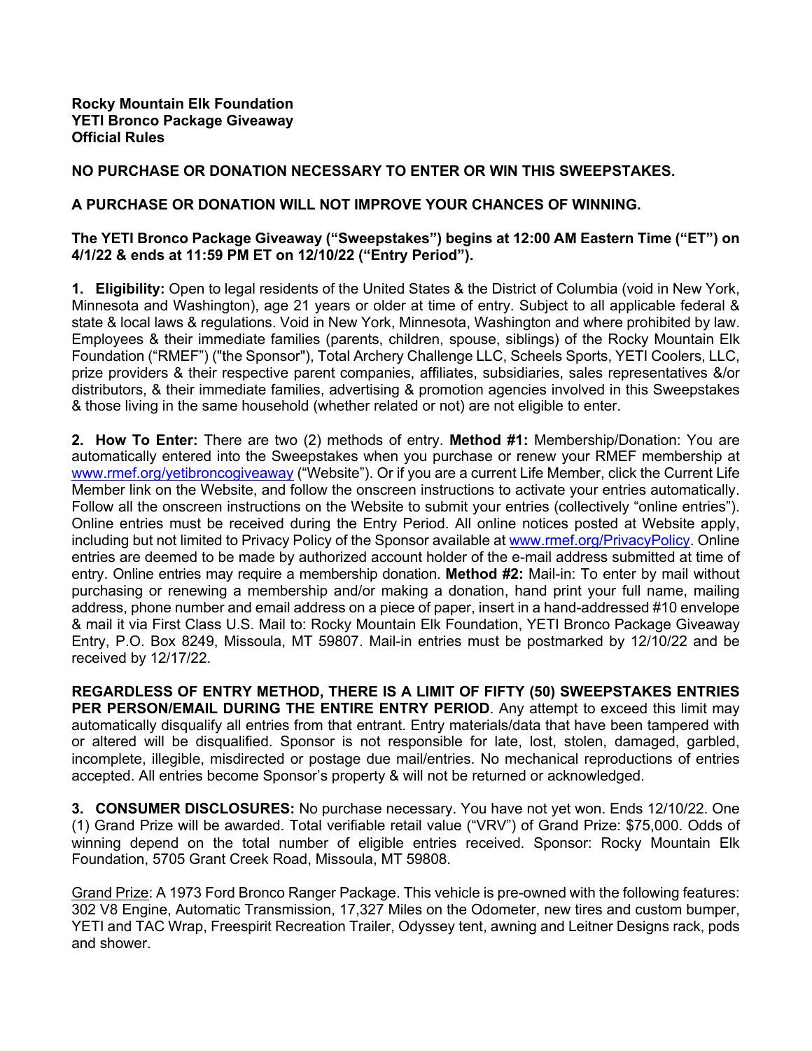**Rocky Mountain Elk Foundation**
**YETI Bronco Package Giveaway**
**Official Rules**

**NO PURCHASE OR DONATION NECESSARY TO ENTER OR WIN THIS SWEEPSTAKES.**

**A PURCHASE OR DONATION WILL NOT IMPROVE YOUR CHANCES OF WINNING.**

**The YETI Bronco Package Giveaway ("Sweepstakes") begins at 12:00 AM Eastern Time ("ET") on 4/1/22 & ends at 11:59 PM ET on 12/10/22 ("Entry Period").**

**1. Eligibility:** Open to legal residents of the United States & the District of Columbia (void in New York, Minnesota and Washington), age 21 years or older at time of entry. Subject to all applicable federal & state & local laws & regulations. Void in New York, Minnesota, Washington and where prohibited by law. Employees & their immediate families (parents, children, spouse, siblings) of the Rocky Mountain Elk Foundation ("RMEF") ("the Sponsor"), Total Archery Challenge LLC, Scheels Sports, YETI Coolers, LLC, prize providers & their respective parent companies, affiliates, subsidiaries, sales representatives &/or distributors, & their immediate families, advertising & promotion agencies involved in this Sweepstakes & those living in the same household (whether related or not) are not eligible to enter.

**2. How To Enter:** There are two (2) methods of entry. **Method #1:** Membership/Donation: You are automatically entered into the Sweepstakes when you purchase or renew your RMEF membership at [www.rmef.org/yetibroncogiveaway](www.rmef.org/yetibroncogiveaway) ("Website"). Or if you are a current Life Member, click the Current Life Member link on the Website, and follow the onscreen instructions to activate your entries automatically. Follow all the onscreen instructions on the Website to submit your entries (collectively "online entries"). Online entries must be received during the Entry Period. All online notices posted at Website apply, including but not limited to Privacy Policy of the Sponsor available at [www.rmef.org/PrivacyPolicy](www.rmef.org/PrivacyPolicy). Online entries are deemed to be made by authorized account holder of the e-mail address submitted at time of entry. Online entries may require a membership donation. **Method #2:** Mail-in: To enter by mail without purchasing or renewing a membership and/or making a donation, hand print your full name, mailing address, phone number and email address on a piece of paper, insert in a hand-addressed #10 envelope & mail it via First Class U.S. Mail to: Rocky Mountain Elk Foundation, YETI Bronco Package Giveaway Entry, P.O. Box 8249, Missoula, MT 59807. Mail-in entries must be postmarked by 12/10/22 and be received by 12/17/22.

**REGARDLESS OF ENTRY METHOD, THERE IS A LIMIT OF FIFTY (50) SWEEPSTAKES ENTRIES PER PERSON/EMAIL DURING THE ENTIRE ENTRY PERIOD**. Any attempt to exceed this limit may automatically disqualify all entries from that entrant. Entry materials/data that have been tampered with or altered will be disqualified. Sponsor is not responsible for late, lost, stolen, damaged, garbled, incomplete, illegible, misdirected or postage due mail/entries. No mechanical reproductions of entries accepted. All entries become Sponsor's property & will not be returned or acknowledged.

**3. CONSUMER DISCLOSURES:** No purchase necessary. You have not yet won. Ends 12/10/22. One (1) Grand Prize will be awarded. Total verifiable retail value ("VRV") of Grand Prize: $75,000. Odds of winning depend on the total number of eligible entries received. Sponsor: Rocky Mountain Elk Foundation, 5705 Grant Creek Road, Missoula, MT 59808.

Grand Prize: A 1973 Ford Bronco Ranger Package. This vehicle is pre-owned with the following features: 302 V8 Engine, Automatic Transmission, 17,327 Miles on the Odometer, new tires and custom bumper, YETI and TAC Wrap, Freespirit Recreation Trailer, Odyssey tent, awning and Leitner Designs rack, pods and shower.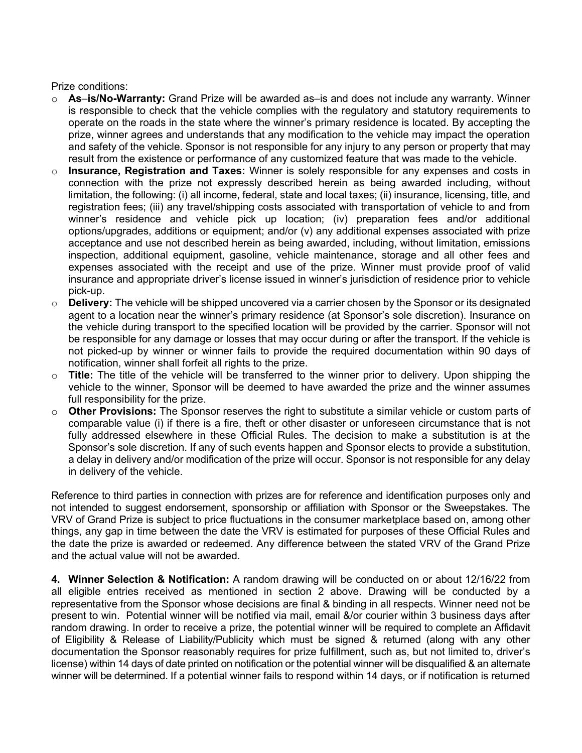Prize conditions:

- **As–is/No-Warranty:** Grand Prize will be awarded as–is and does not include any warranty. Winner is responsible to check that the vehicle complies with the regulatory and statutory requirements to operate on the roads in the state where the winner's primary residence is located. By accepting the prize, winner agrees and understands that any modification to the vehicle may impact the operation and safety of the vehicle. Sponsor is not responsible for any injury to any person or property that may result from the existence or performance of any customized feature that was made to the vehicle.
- **Insurance, Registration and Taxes:** Winner is solely responsible for any expenses and costs in connection with the prize not expressly described herein as being awarded including, without limitation, the following: (i) all income, federal, state and local taxes; (ii) insurance, licensing, title, and registration fees; (iii) any travel/shipping costs associated with transportation of vehicle to and from winner's residence and vehicle pick up location; (iv) preparation fees and/or additional options/upgrades, additions or equipment; and/or (v) any additional expenses associated with prize acceptance and use not described herein as being awarded, including, without limitation, emissions inspection, additional equipment, gasoline, vehicle maintenance, storage and all other fees and expenses associated with the receipt and use of the prize. Winner must provide proof of valid insurance and appropriate driver's license issued in winner's jurisdiction of residence prior to vehicle pick-up.
- **Delivery:** The vehicle will be shipped uncovered via a carrier chosen by the Sponsor or its designated agent to a location near the winner's primary residence (at Sponsor's sole discretion). Insurance on the vehicle during transport to the specified location will be provided by the carrier. Sponsor will not be responsible for any damage or losses that may occur during or after the transport. If the vehicle is not picked-up by winner or winner fails to provide the required documentation within 90 days of notification, winner shall forfeit all rights to the prize.
- **Title:** The title of the vehicle will be transferred to the winner prior to delivery. Upon shipping the vehicle to the winner, Sponsor will be deemed to have awarded the prize and the winner assumes full responsibility for the prize.
- **Other Provisions:** The Sponsor reserves the right to substitute a similar vehicle or custom parts of comparable value (i) if there is a fire, theft or other disaster or unforeseen circumstance that is not fully addressed elsewhere in these Official Rules. The decision to make a substitution is at the Sponsor's sole discretion. If any of such events happen and Sponsor elects to provide a substitution, a delay in delivery and/or modification of the prize will occur. Sponsor is not responsible for any delay in delivery of the vehicle.

Reference to third parties in connection with prizes are for reference and identification purposes only and not intended to suggest endorsement, sponsorship or affiliation with Sponsor or the Sweepstakes. The VRV of Grand Prize is subject to price fluctuations in the consumer marketplace based on, among other things, any gap in time between the date the VRV is estimated for purposes of these Official Rules and the date the prize is awarded or redeemed. Any difference between the stated VRV of the Grand Prize and the actual value will not be awarded.

**4. Winner Selection & Notification:** A random drawing will be conducted on or about 12/16/22 from all eligible entries received as mentioned in section 2 above. Drawing will be conducted by a representative from the Sponsor whose decisions are final & binding in all respects. Winner need not be present to win. Potential winner will be notified via mail, email &/or courier within 3 business days after random drawing. In order to receive a prize, the potential winner will be required to complete an Affidavit of Eligibility & Release of Liability/Publicity which must be signed & returned (along with any other documentation the Sponsor reasonably requires for prize fulfillment, such as, but not limited to, driver's license) within 14 days of date printed on notification or the potential winner will be disqualified & an alternate winner will be determined. If a potential winner fails to respond within 14 days, or if notification is returned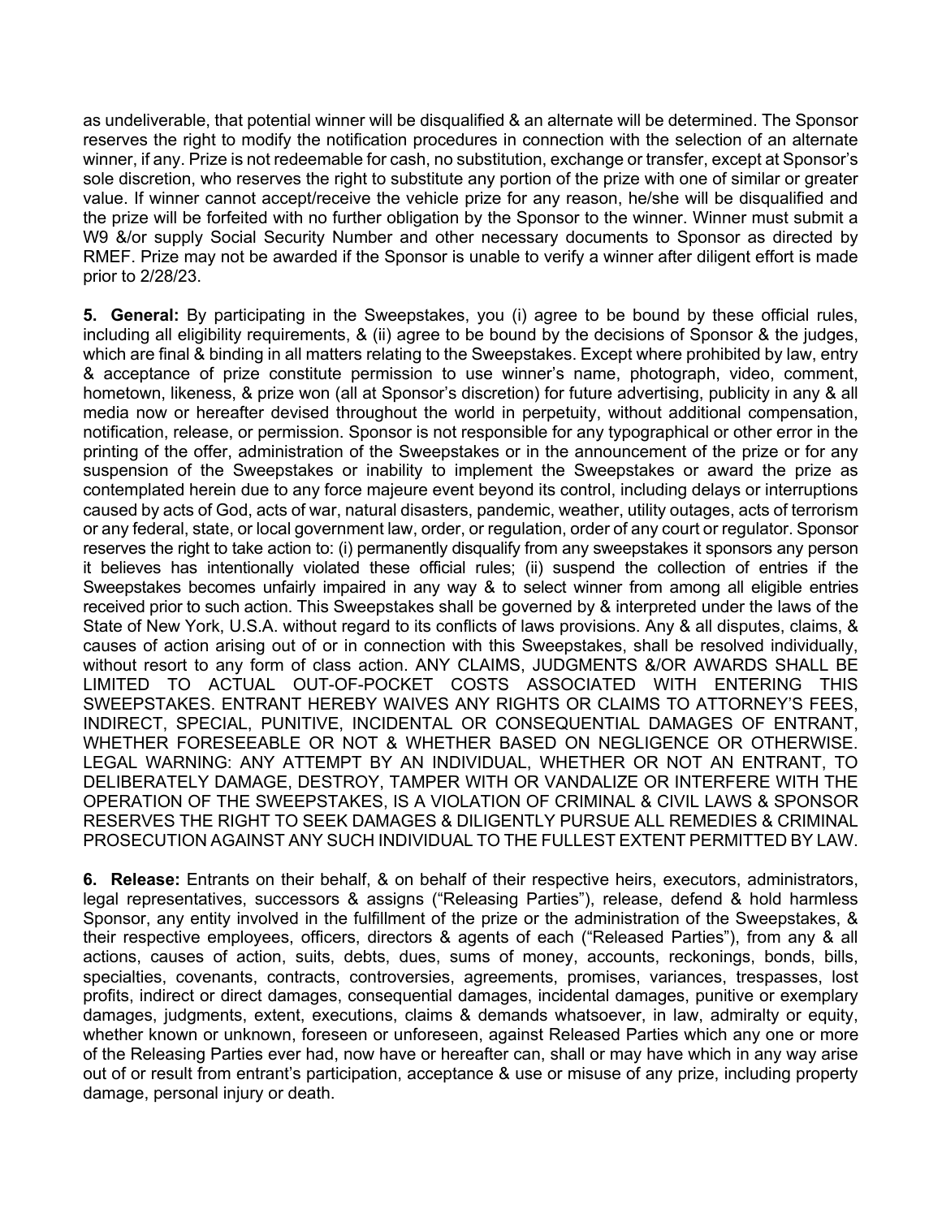as undeliverable, that potential winner will be disqualified & an alternate will be determined. The Sponsor reserves the right to modify the notification procedures in connection with the selection of an alternate winner, if any. Prize is not redeemable for cash, no substitution, exchange or transfer, except at Sponsor's sole discretion, who reserves the right to substitute any portion of the prize with one of similar or greater value. If winner cannot accept/receive the vehicle prize for any reason, he/she will be disqualified and the prize will be forfeited with no further obligation by the Sponsor to the winner. Winner must submit a W9 &/or supply Social Security Number and other necessary documents to Sponsor as directed by RMEF. Prize may not be awarded if the Sponsor is unable to verify a winner after diligent effort is made prior to 2/28/23.

**5. General:** By participating in the Sweepstakes, you (i) agree to be bound by these official rules, including all eligibility requirements, & (ii) agree to be bound by the decisions of Sponsor & the judges, which are final & binding in all matters relating to the Sweepstakes. Except where prohibited by law, entry & acceptance of prize constitute permission to use winner's name, photograph, video, comment, hometown, likeness, & prize won (all at Sponsor's discretion) for future advertising, publicity in any & all media now or hereafter devised throughout the world in perpetuity, without additional compensation, notification, release, or permission. Sponsor is not responsible for any typographical or other error in the printing of the offer, administration of the Sweepstakes or in the announcement of the prize or for any suspension of the Sweepstakes or inability to implement the Sweepstakes or award the prize as contemplated herein due to any force majeure event beyond its control, including delays or interruptions caused by acts of God, acts of war, natural disasters, pandemic, weather, utility outages, acts of terrorism or any federal, state, or local government law, order, or regulation, order of any court or regulator. Sponsor reserves the right to take action to: (i) permanently disqualify from any sweepstakes it sponsors any person it believes has intentionally violated these official rules; (ii) suspend the collection of entries if the Sweepstakes becomes unfairly impaired in any way & to select winner from among all eligible entries received prior to such action. This Sweepstakes shall be governed by & interpreted under the laws of the State of New York, U.S.A. without regard to its conflicts of laws provisions. Any & all disputes, claims, & causes of action arising out of or in connection with this Sweepstakes, shall be resolved individually, without resort to any form of class action. ANY CLAIMS, JUDGMENTS &/OR AWARDS SHALL BE LIMITED TO ACTUAL OUT-OF-POCKET COSTS ASSOCIATED WITH ENTERING THIS SWEEPSTAKES. ENTRANT HEREBY WAIVES ANY RIGHTS OR CLAIMS TO ATTORNEY'S FEES, INDIRECT, SPECIAL, PUNITIVE, INCIDENTAL OR CONSEQUENTIAL DAMAGES OF ENTRANT, WHETHER FORESEEABLE OR NOT & WHETHER BASED ON NEGLIGENCE OR OTHERWISE. LEGAL WARNING: ANY ATTEMPT BY AN INDIVIDUAL, WHETHER OR NOT AN ENTRANT, TO DELIBERATELY DAMAGE, DESTROY, TAMPER WITH OR VANDALIZE OR INTERFERE WITH THE OPERATION OF THE SWEEPSTAKES, IS A VIOLATION OF CRIMINAL & CIVIL LAWS & SPONSOR RESERVES THE RIGHT TO SEEK DAMAGES & DILIGENTLY PURSUE ALL REMEDIES & CRIMINAL PROSECUTION AGAINST ANY SUCH INDIVIDUAL TO THE FULLEST EXTENT PERMITTED BY LAW.

**6. Release:** Entrants on their behalf, & on behalf of their respective heirs, executors, administrators, legal representatives, successors & assigns ("Releasing Parties"), release, defend & hold harmless Sponsor, any entity involved in the fulfillment of the prize or the administration of the Sweepstakes, & their respective employees, officers, directors & agents of each ("Released Parties"), from any & all actions, causes of action, suits, debts, dues, sums of money, accounts, reckonings, bonds, bills, specialties, covenants, contracts, controversies, agreements, promises, variances, trespasses, lost profits, indirect or direct damages, consequential damages, incidental damages, punitive or exemplary damages, judgments, extent, executions, claims & demands whatsoever, in law, admiralty or equity, whether known or unknown, foreseen or unforeseen, against Released Parties which any one or more of the Releasing Parties ever had, now have or hereafter can, shall or may have which in any way arise out of or result from entrant's participation, acceptance & use or misuse of any prize, including property damage, personal injury or death.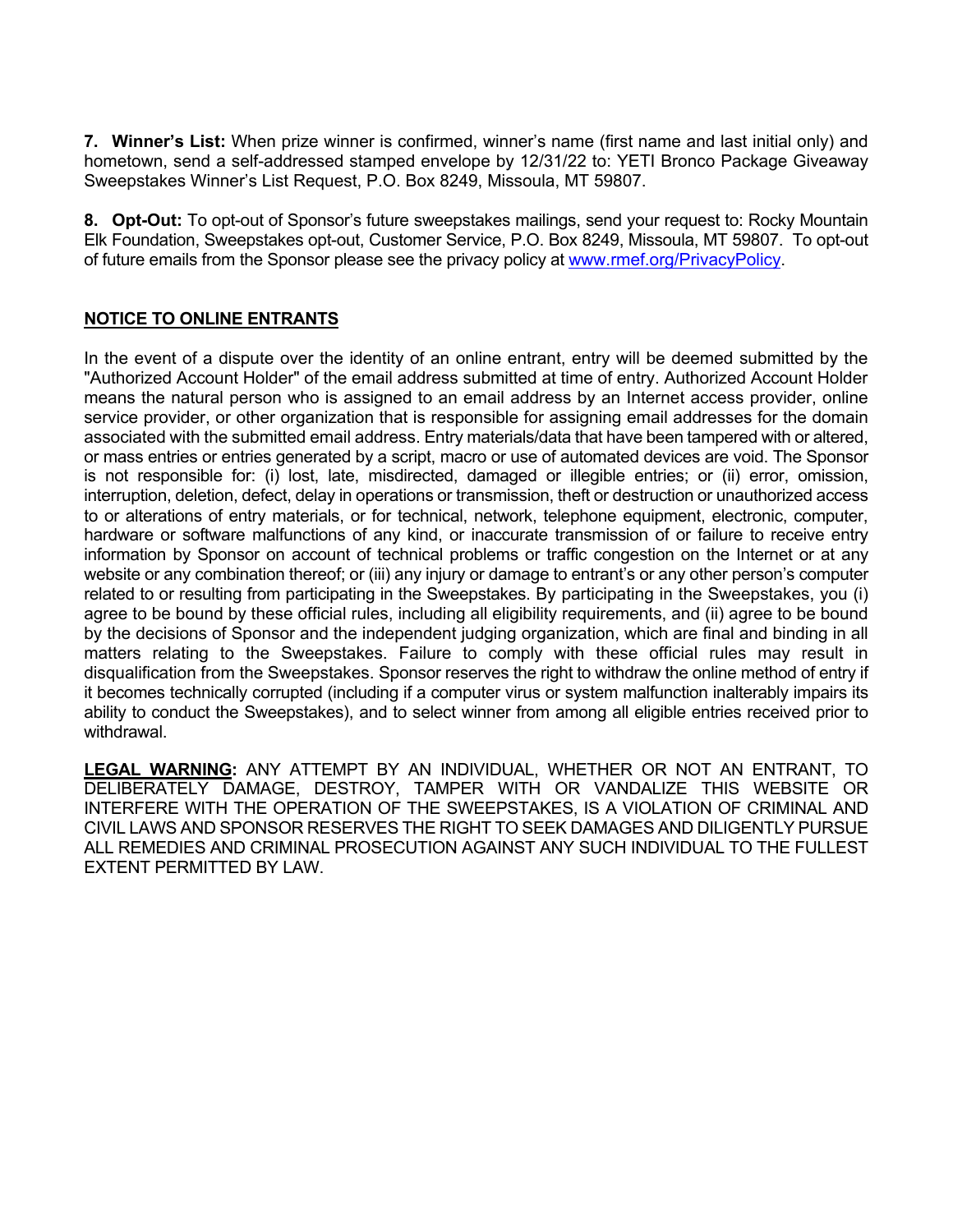**7. Winner's List:** When prize winner is confirmed, winner's name (first name and last initial only) and hometown, send a self-addressed stamped envelope by 12/31/22 to: YETI Bronco Package Giveaway Sweepstakes Winner's List Request, P.O. Box 8249, Missoula, MT 59807.

**8. Opt-Out:** To opt-out of Sponsor's future sweepstakes mailings, send your request to: Rocky Mountain Elk Foundation, Sweepstakes opt-out, Customer Service, P.O. Box 8249, Missoula, MT 59807. To opt-out of future emails from the Sponsor please see the privacy policy at [www.rmef.org/PrivacyPolicy](www.rmef.org/PrivacyPolicy).

## NOTICE TO ONLINE ENTRANTS

In the event of a dispute over the identity of an online entrant, entry will be deemed submitted by the "Authorized Account Holder" of the email address submitted at time of entry. Authorized Account Holder means the natural person who is assigned to an email address by an Internet access provider, online service provider, or other organization that is responsible for assigning email addresses for the domain associated with the submitted email address. Entry materials/data that have been tampered with or altered, or mass entries or entries generated by a script, macro or use of automated devices are void. The Sponsor is not responsible for: (i) lost, late, misdirected, damaged or illegible entries; or (ii) error, omission, interruption, deletion, defect, delay in operations or transmission, theft or destruction or unauthorized access to or alterations of entry materials, or for technical, network, telephone equipment, electronic, computer, hardware or software malfunctions of any kind, or inaccurate transmission of or failure to receive entry information by Sponsor on account of technical problems or traffic congestion on the Internet or at any website or any combination thereof; or (iii) any injury or damage to entrant's or any other person's computer related to or resulting from participating in the Sweepstakes. By participating in the Sweepstakes, you (i) agree to be bound by these official rules, including all eligibility requirements, and (ii) agree to be bound by the decisions of Sponsor and the independent judging organization, which are final and binding in all matters relating to the Sweepstakes. Failure to comply with these official rules may result in disqualification from the Sweepstakes. Sponsor reserves the right to withdraw the online method of entry if it becomes technically corrupted (including if a computer virus or system malfunction inalterably impairs its ability to conduct the Sweepstakes), and to select winner from among all eligible entries received prior to withdrawal.

**LEGAL WARNING:** ANY ATTEMPT BY AN INDIVIDUAL, WHETHER OR NOT AN ENTRANT, TO DELIBERATELY DAMAGE, DESTROY, TAMPER WITH OR VANDALIZE THIS WEBSITE OR INTERFERE WITH THE OPERATION OF THE SWEEPSTAKES, IS A VIOLATION OF CRIMINAL AND CIVIL LAWS AND SPONSOR RESERVES THE RIGHT TO SEEK DAMAGES AND DILIGENTLY PURSUE ALL REMEDIES AND CRIMINAL PROSECUTION AGAINST ANY SUCH INDIVIDUAL TO THE FULLEST EXTENT PERMITTED BY LAW.